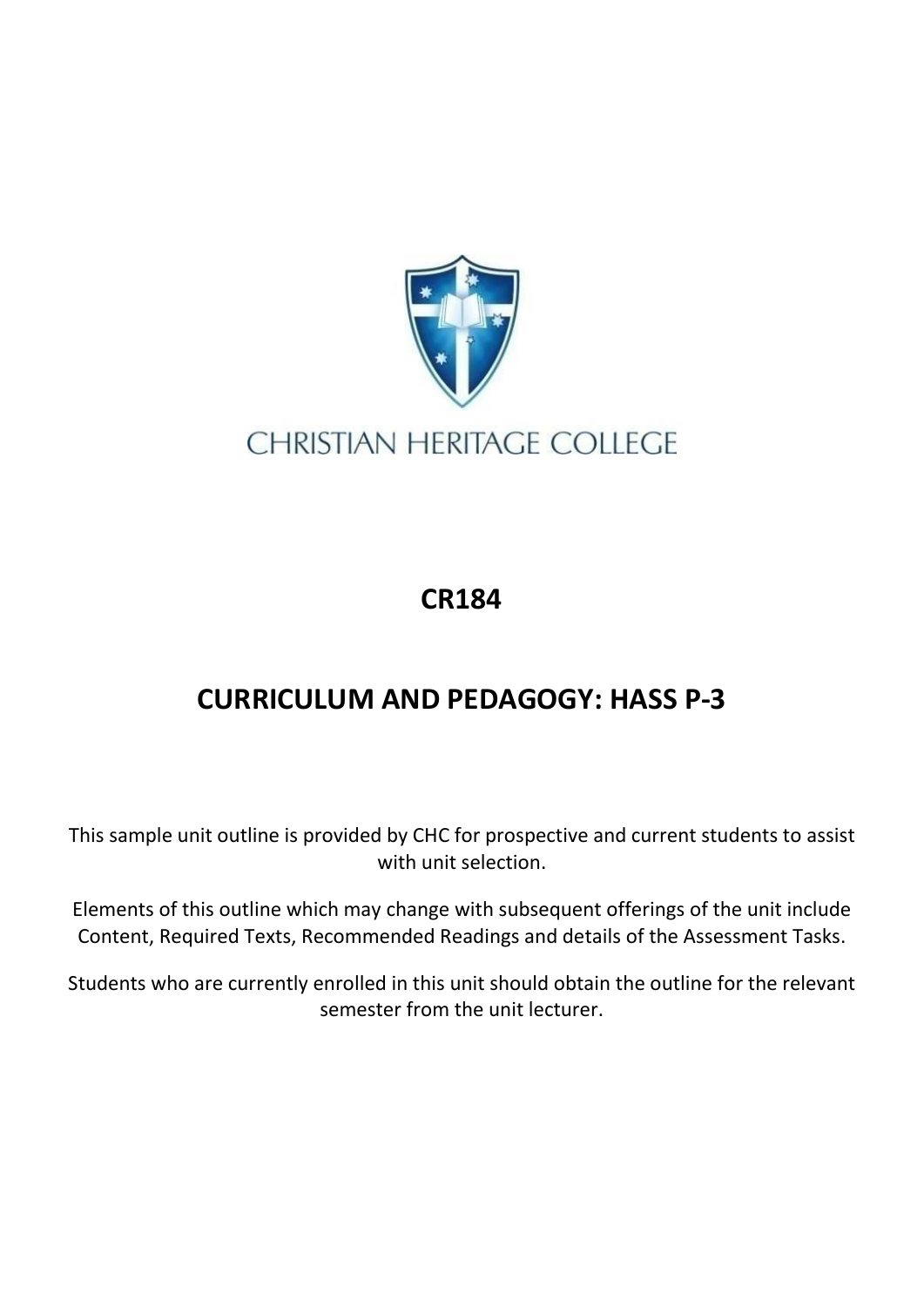CHRISTIAN HERITAGE COLLEGE

# CR184

# CURRICULUM AND PEDAGOGY: HASS P-3

This sample unit outline is provided by CHC for prospective and current students to assist with unit selection.

Elements of this outline which may change with subsequent offerings of the unit include Content, Required Texts, Recommended Readings and details of the Assessment Tasks.

Students who are currently enrolled in this unit should obtain the outline for the relevant semester from the unit lecturer.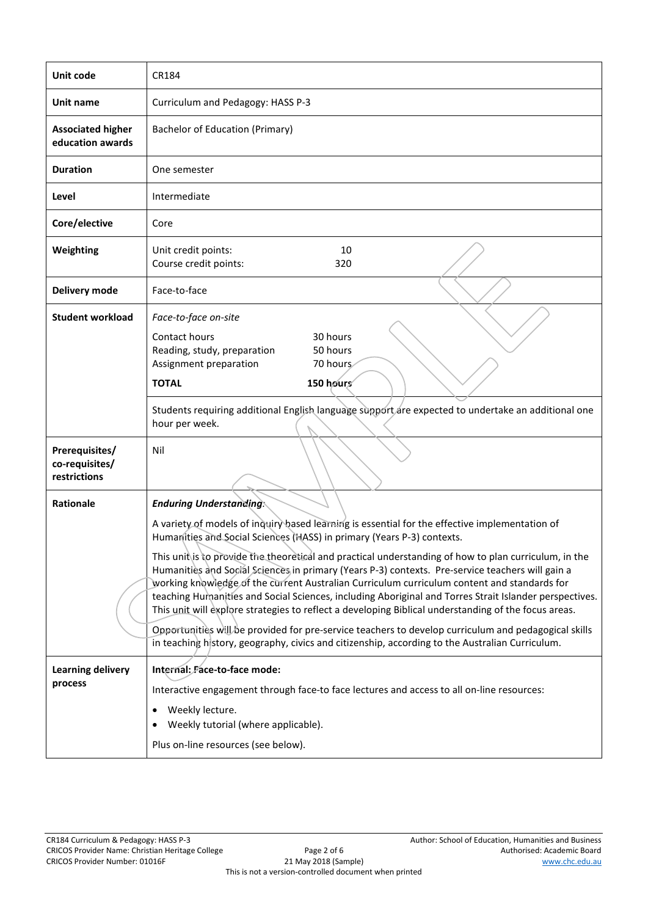| Unit code | CR184 |
| --- | --- |
| **Unit name** | Curriculum and Pedagogy: HASS P-3 |
| **Associated higher education awards** | Bachelor of Education (Primary) |
| **Duration** | One semester |
| **Level** | Intermediate |
| **Core/elective** | Core |
| **Weighting** | Unit credit points: 10<br>Course credit points: 320 |
| **Delivery mode** | Face-to-face |
| **Student workload** | *Face-to-face on-site*<br>Contact hours 30 hours<br>Reading, study, preparation 50 hours<br>Assignment preparation 70 hours<br>**TOTAL** **150 hours**<br><br>Students requiring additional English language support are expected to undertake an additional one hour per week. |
| **Prerequisites/ co-requisites/ restrictions** | Nil |
| **Rationale** | ***Enduring Understanding:***<br><br>A variety of models of inquiry based learning is essential for the effective implementation of Humanities and Social Sciences (HASS) in primary (Years P-3) contexts.<br><br>This unit is to provide the theoretical and practical understanding of how to plan curriculum, in the Humanities and Social Sciences in primary (Years P-3) contexts. Pre-service teachers will gain a working knowledge of the current Australian Curriculum curriculum content and standards for teaching Humanities and Social Sciences, including Aboriginal and Torres Strait Islander perspectives. This unit will explore strategies to reflect a developing Biblical understanding of the focus areas.<br><br>Opportunities will be provided for pre-service teachers to develop curriculum and pedagogical skills in teaching history, geography, civics and citizenship, according to the Australian Curriculum. |
| **Learning delivery process** | **Internal: Face-to-face mode:**<br><br>Interactive engagement through face-to face lectures and access to all on-line resources:<br><br>• Weekly lecture.<br>• Weekly tutorial (where applicable).<br><br>Plus on-line resources (see below). |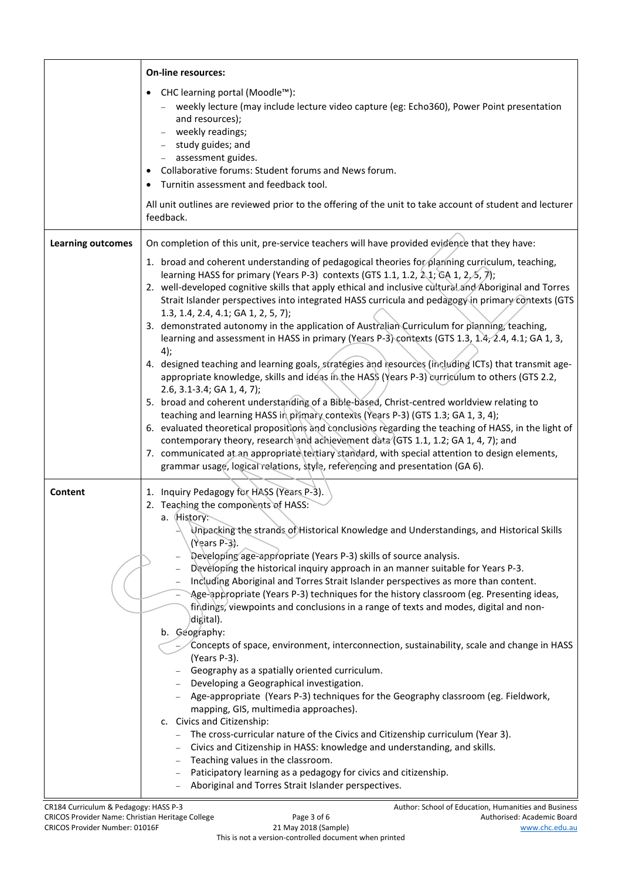| | |
|---|---|
| | **On-line resources:**<br>• CHC learning portal (Moodle™):<br>– weekly lecture (may include lecture video capture (eg: Echo360), Power Point presentation and resources);<br>– weekly readings;<br>– study guides; and<br>– assessment guides.<br>• Collaborative forums: Student forums and News forum.<br>• Turnitin assessment and feedback tool.<br><br>All unit outlines are reviewed prior to the offering of the unit to take account of student and lecturer feedback. |
| **Learning outcomes** | On completion of this unit, pre-service teachers will have provided evidence that they have:<br>1. broad and coherent understanding of pedagogical theories for planning curriculum, teaching, learning HASS for primary (Years P-3) contexts (GTS 1.1, 1.2, 2.1; GA 1, 2, 5, 7);<br>2. well-developed cognitive skills that apply ethical and inclusive cultural and Aboriginal and Torres Strait Islander perspectives into integrated HASS curricula and pedagogy in primary contexts (GTS 1.3, 1.4, 2.4, 4.1; GA 1, 2, 5, 7);<br>3. demonstrated autonomy in the application of Australian Curriculum for planning, teaching, learning and assessment in HASS in primary (Years P-3) contexts (GTS 1.3, 1.4, 2.4, 4.1; GA 1, 3, 4);<br>4. designed teaching and learning goals, strategies and resources (including ICTs) that transmit age-appropriate knowledge, skills and ideas in the HASS (Years P-3) curriculum to others (GTS 2.2, 2.6, 3.1-3.4; GA 1, 4, 7);<br>5. broad and coherent understanding of a Bible-based, Christ-centred worldview relating to teaching and learning HASS in primary contexts (Years P-3) (GTS 1.3; GA 1, 3, 4);<br>6. evaluated theoretical propositions and conclusions regarding the teaching of HASS, in the light of contemporary theory, research and achievement data (GTS 1.1, 1.2; GA 1, 4, 7); and<br>7. communicated at an appropriate tertiary standard, with special attention to design elements, grammar usage, logical relations, style, referencing and presentation (GA 6). |
| **Content** | 1. Inquiry Pedagogy for HASS (Years P-3).<br>2. Teaching the components of HASS:<br>a. History:<br>– Unpacking the strands of Historical Knowledge and Understandings, and Historical Skills (Years P-3).<br>– Developing age-appropriate (Years P-3) skills of source analysis.<br>– Developing the historical inquiry approach in an manner suitable for Years P-3.<br>– Including Aboriginal and Torres Strait Islander perspectives as more than content.<br>– Age-appropriate (Years P-3) techniques for the history classroom (eg. Presenting ideas, findings, viewpoints and conclusions in a range of texts and modes, digital and non-digital).<br>b. Geography:<br>– Concepts of space, environment, interconnection, sustainability, scale and change in HASS (Years P-3).<br>– Geography as a spatially oriented curriculum.<br>– Developing a Geographical investigation.<br>– Age-appropriate (Years P-3) techniques for the Geography classroom (eg. Fieldwork, mapping, GIS, multimedia approaches).<br>c. Civics and Citizenship:<br>– The cross-curricular nature of the Civics and Citizenship curriculum (Year 3).<br>– Civics and Citizenship in HASS: knowledge and understanding, and skills.<br>– Teaching values in the classroom.<br>– Paticipatory learning as a pedagogy for civics and citizenship.<br>– Aboriginal and Torres Strait Islander perspectives. |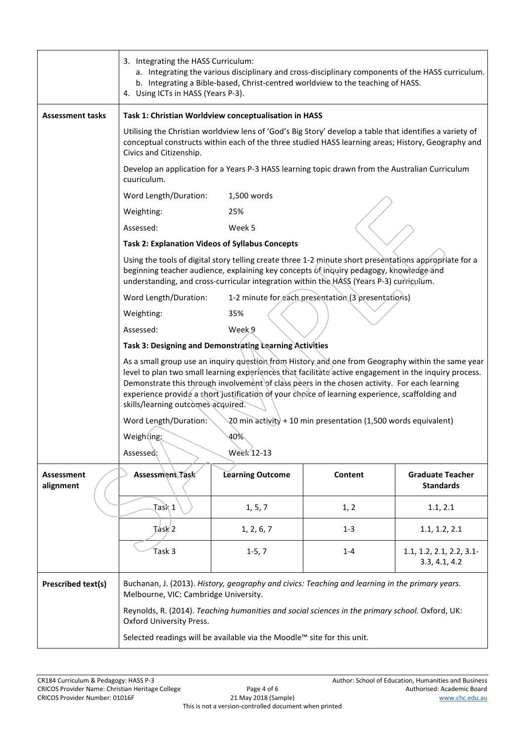| | |
|---|---|
| | 3. Integrating the HASS Curriculum:<br>a. Integrating the various disciplinary and cross-disciplinary components of the HASS curriculum.<br>b. Integrating a Bible-based, Christ-centred worldview to the teaching of HASS.<br>4. Using ICTs in HASS (Years P-3). |
| **Assessment tasks** | **Task 1: Christian Worldview conceptualisation in HASS**<br><br>Utilising the Christian worldview lens of 'God's Big Story' develop a table that identifies a variety of conceptual constructs within each of the three studied HASS learning areas; History, Geography and Civics and Citizenship.<br><br>Develop an application for a Years P-3 HASS learning topic drawn from the Australian Curriculum cuuriculum.<br><br>Word Length/Duration: 1,500 words<br>Weighting: 25%<br>Assessed: Week 5<br><br>**Task 2: Explanation Videos of Syllabus Concepts**<br><br>Using the tools of digital story telling create three 1-2 minute short presentations appropriate for a beginning teacher audience, explaining key concepts of inquiry pedagogy, knowledge and understanding, and cross-curricular integration within the HASS (Years P-3) curriculum.<br><br>Word Length/Duration: 1-2 minute for each presentation (3 presentations)<br>Weighting: 35%<br>Assessed: Week 9<br><br>**Task 3: Designing and Demonstrating Learning Activities**<br><br>As a small group use an inquiry question from History and one from Geography within the same year level to plan two small learning experiences that facilitate active engagement in the inquiry process. Demonstrate this through involvement of class peers in the chosen activity. For each learning experience provide a short justification of your choice of learning experience, scaffolding and skills/learning outcomes acquired.<br><br>Word Length/Duration: 20 min activity + 10 min presentation (1,500 words equivalent)<br>Weighting: 40%<br>Assessed: Week 12-13 |

| **Assessment alignment** | **Assessment Task** | **Learning Outcome** | **Content** | **Graduate Teacher Standards** |
|---|---|---|---|---|
| | Task 1 | 1, 5, 7 | 1, 2 | 1.1, 2.1 |
| | Task 2 | 1, 2, 6, 7 | 1-3 | 1.1, 1.2, 2.1 |
| | Task 3 | 1-5, 7 | 1-4 | 1.1, 1.2, 2.1, 2.2, 3.1-3.3, 4.1, 4.2 |

| | |
|---|---|
| **Prescribed text(s)** | Buchanan, J. (2013). *History, geography and civics: Teaching and learning in the primary years.* Melbourne, VIC: Cambridge University.<br><br>Reynolds, R. (2014). *Teaching humanities and social sciences in the primary school.* Oxford, UK: Oxford University Press.<br><br>Selected readings will be available via the Moodle™ site for this unit. |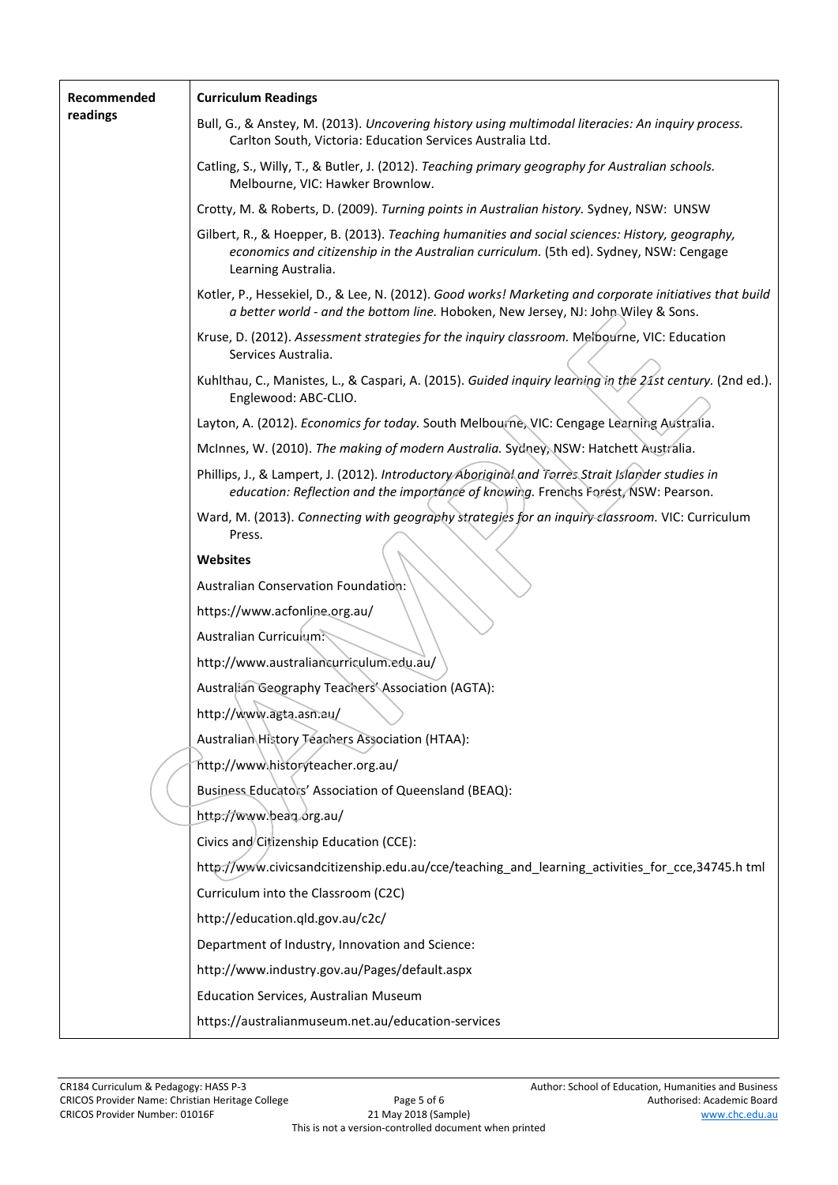| Recommended readings | **Curriculum Readings** |
|---|---|
| | Bull, G., & Anstey, M. (2013). *Uncovering history using multimodal literacies: An inquiry process.* Carlton South, Victoria: Education Services Australia Ltd. |
| | Catling, S., Willy, T., & Butler, J. (2012). *Teaching primary geography for Australian schools.* Melbourne, VIC: Hawker Brownlow. |
| | Crotty, M. & Roberts, D. (2009). *Turning points in Australian history.* Sydney, NSW: UNSW |
| | Gilbert, R., & Hoepper, B. (2013). *Teaching humanities and social sciences: History, geography, economics and citizenship in the Australian curriculum.* (5th ed). Sydney, NSW: Cengage Learning Australia. |
| | Kotler, P., Hessekiel, D., & Lee, N. (2012). *Good works! Marketing and corporate initiatives that build a better world - and the bottom line.* Hoboken, New Jersey, NJ: John Wiley & Sons. |
| | Kruse, D. (2012). *Assessment strategies for the inquiry classroom.* Melbourne, VIC: Education Services Australia. |
| | Kuhlthau, C., Manistes, L., & Caspari, A. (2015). *Guided inquiry learning in the 21st century.* (2nd ed.). Englewood: ABC-CLIO. |
| | Layton, A. (2012). *Economics for today.* South Melbourne, VIC: Cengage Learning Australia. |
| | McInnes, W. (2010). *The making of modern Australia.* Sydney, NSW: Hatchett Australia. |
| | Phillips, J., & Lampert, J. (2012). *Introductory Aboriginal and Torres Strait Islander studies in education: Reflection and the importance of knowing.* Frenchs Forest, NSW: Pearson. |
| | Ward, M. (2013). *Connecting with geography strategies for an inquiry classroom.* VIC: Curriculum Press. |
| | **Websites** |
| | Australian Conservation Foundation: |
| | https://www.acfonline.org.au/ |
| | Australian Curriculum: |
| | http://www.australiancurriculum.edu.au/ |
| | Australian Geography Teachers' Association (AGTA): |
| | http://www.agta.asn.au/ |
| | Australian History Teachers Association (HTAA): |
| | http://www.historyteacher.org.au/ |
| | Business Educators' Association of Queensland (BEAQ): |
| | http://www.beaq.org.au/ |
| | Civics and Citizenship Education (CCE): |
| | http://www.civicsandcitizenship.edu.au/cce/teaching_and_learning_activities_for_cce,34745.h tml |
| | Curriculum into the Classroom (C2C) |
| | http://education.qld.gov.au/c2c/ |
| | Department of Industry, Innovation and Science: |
| | http://www.industry.gov.au/Pages/default.aspx |
| | Education Services, Australian Museum |
| | https://australianmuseum.net.au/education-services |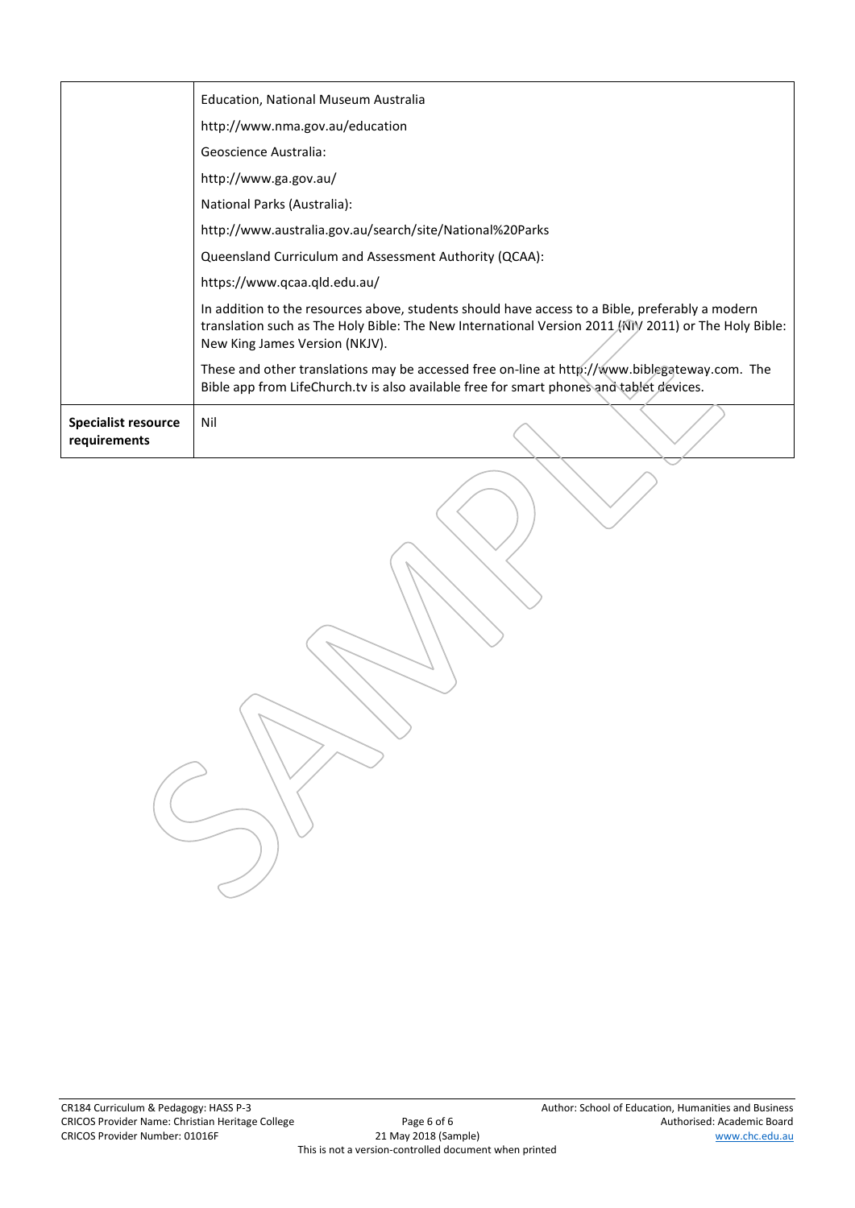| | |
|---|---|
| | Education, National Museum Australia<br>http://www.nma.gov.au/education<br>Geoscience Australia:<br>http://www.ga.gov.au/<br>National Parks (Australia):<br>http://www.australia.gov.au/search/site/National%20Parks<br>Queensland Curriculum and Assessment Authority (QCAA):<br>https://www.qcaa.qld.edu.au/<br>In addition to the resources above, students should have access to a Bible, preferably a modern translation such as The Holy Bible: The New International Version 2011 (NIV 2011) or The Holy Bible: New King James Version (NKJV).<br>These and other translations may be accessed free on-line at http://www.biblegateway.com. The Bible app from LifeChurch.tv is also available free for smart phones and tablet devices. |
| **Specialist resource requirements** | Nil |